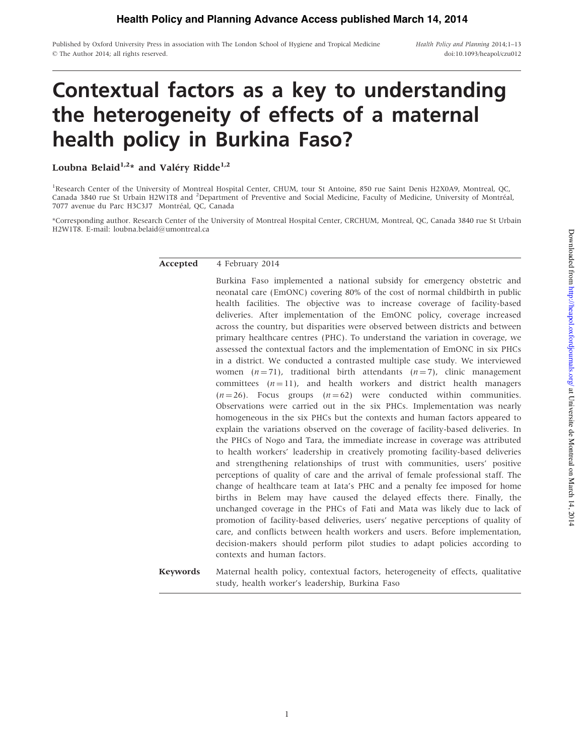Published by Oxford University Press in association with The London School of Hygiene and Tropical Medicine
© The Author 2014; all rights reserved.

*Health Policy and Planning* 2014;1–13
doi:10.1093/heapol/czu012

# Contextual factors as a key to understanding the heterogeneity of effects of a maternal health policy in Burkina Faso?

**Loubna Belaid[1,2]* and Valéry Ridde[1,2]**

[1]Research Center of the University of Montreal Hospital Center, CHUM, tour St Antoine, 850 rue Saint Denis H2X0A9, Montreal, QC, Canada 3840 rue St Urbain H2W1T8 and [2]Department of Preventive and Social Medicine, Faculty of Medicine, University of Montréal, 7077 avenue du Parc H3C3J7 Montréal, QC, Canada

*Corresponding author. Research Center of the University of Montreal Hospital Center, CRCHUM, Montreal, QC, Canada 3840 rue St Urbain H2W1T8. E-mail: loubna.belaid@umontreal.ca

**Accepted** 4 February 2014

Burkina Faso implemented a national subsidy for emergency obstetric and neonatal care (EmONC) covering 80% of the cost of normal childbirth in public health facilities. The objective was to increase coverage of facility-based deliveries. After implementation of the EmONC policy, coverage increased across the country, but disparities were observed between districts and between primary healthcare centres (PHC). To understand the variation in coverage, we assessed the contextual factors and the implementation of EmONC in six PHCs in a district. We conducted a contrasted multiple case study. We interviewed women ($n = 71$), traditional birth attendants ($n = 7$), clinic management committees ($n = 11$), and health workers and district health managers ($n = 26$). Focus groups ($n = 62$) were conducted within communities. Observations were carried out in the six PHCs. Implementation was nearly homogeneous in the six PHCs but the contexts and human factors appeared to explain the variations observed on the coverage of facility-based deliveries. In the PHCs of Nogo and Tara, the immediate increase in coverage was attributed to health workers' leadership in creatively promoting facility-based deliveries and strengthening relationships of trust with communities, users' positive perceptions of quality of care and the arrival of female professional staff. The change of healthcare team at Iata's PHC and a penalty fee imposed for home births in Belem may have caused the delayed effects there. Finally, the unchanged coverage in the PHCs of Fati and Mata was likely due to lack of promotion of facility-based deliveries, users' negative perceptions of quality of care, and conflicts between health workers and users. Before implementation, decision-makers should perform pilot studies to adapt policies according to contexts and human factors.

**Keywords** Maternal health policy, contextual factors, heterogeneity of effects, qualitative study, health worker's leadership, Burkina Faso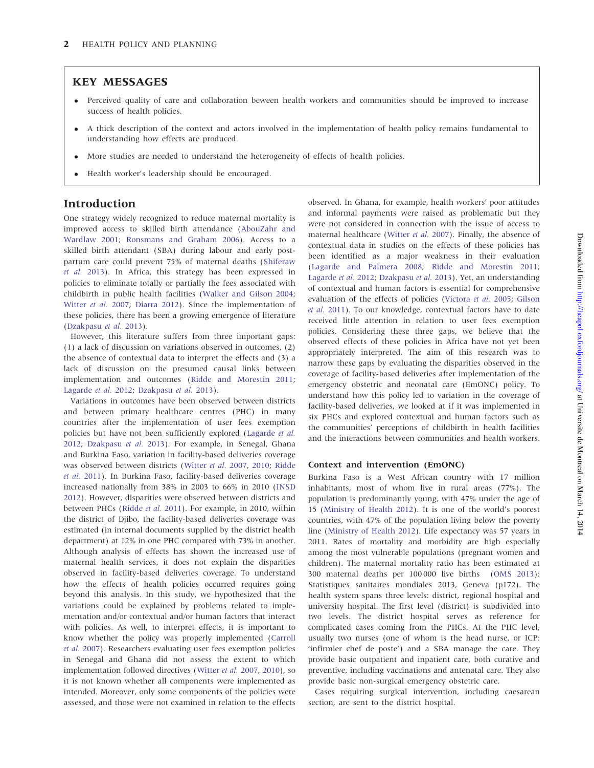## KEY MESSAGES

- Perceived quality of care and collaboration beween health workers and communities should be improved to increase success of health policies.
- A thick description of the context and actors involved in the implementation of health policy remains fundamental to understanding how effects are produced.
- More studies are needed to understand the heterogeneity of effects of health policies.
- Health worker's leadership should be encouraged.

## Introduction

One strategy widely recognized to reduce maternal mortality is improved access to skilled birth attendance (AbouZahr and Wardlaw 2001; Ronsmans and Graham 2006). Access to a skilled birth attendant (SBA) during labour and early post-partum care could prevent 75% of maternal deaths (Shiferaw *et al.* 2013). In Africa, this strategy has been expressed in policies to eliminate totally or partially the fees associated with childbirth in public health facilities (Walker and Gilson 2004; Witter *et al.* 2007; Diarra 2012). Since the implementation of these policies, there has been a growing emergence of literature (Dzakpasu *et al.* 2013).

However, this literature suffers from three important gaps: (1) a lack of discussion on variations observed in outcomes, (2) the absence of contextual data to interpret the effects and (3) a lack of discussion on the presumed causal links between implementation and outcomes (Ridde and Morestin 2011; Lagarde *et al.* 2012; Dzakpasu *et al.* 2013).

Variations in outcomes have been observed between districts and between primary healthcare centres (PHC) in many countries after the implementation of user fees exemption policies but have not been sufficiently explored (Lagarde *et al.* 2012; Dzakpasu *et al.* 2013). For example, in Senegal, Ghana and Burkina Faso, variation in facility-based deliveries coverage was observed between districts (Witter *et al.* 2007, 2010; Ridde *et al.* 2011). In Burkina Faso, facility-based deliveries coverage increased nationally from 38% in 2003 to 66% in 2010 (INSD 2012). However, disparities were observed between districts and between PHCs (Ridde *et al.* 2011). For example, in 2010, within the district of Djibo, the facility-based deliveries coverage was estimated (in internal documents supplied by the district health department) at 12% in one PHC compared with 73% in another. Although analysis of effects has shown the increased use of maternal health services, it does not explain the disparities observed in facility-based deliveries coverage. To understand how the effects of health policies occurred requires going beyond this analysis. In this study, we hypothesized that the variations could be explained by problems related to implementation and/or contextual and/or human factors that interact with policies. As well, to interpret effects, it is important to know whether the policy was properly implemented (Carroll *et al.* 2007). Researchers evaluating user fees exemption policies in Senegal and Ghana did not assess the extent to which implementation followed directives (Witter *et al.* 2007, 2010), so it is not known whether all components were implemented as intended. Moreover, only some components of the policies were assessed, and those were not examined in relation to the effects observed. In Ghana, for example, health workers' poor attitudes and informal payments were raised as problematic but they were not considered in connection with the issue of access to maternal healthcare (Witter *et al.* 2007). Finally, the absence of contextual data in studies on the effects of these policies has been identified as a major weakness in their evaluation (Lagarde and Palmera 2008; Ridde and Morestin 2011; Lagarde *et al.* 2012; Dzakpasu *et al.* 2013). Yet, an understanding of contextual and human factors is essential for comprehensive evaluation of the effects of policies (Victora *et al.* 2005; Gilson *et al.* 2011). To our knowledge, contextual factors have to date received little attention in relation to user fees exemption policies. Considering these three gaps, we believe that the observed effects of these policies in Africa have not yet been appropriately interpreted. The aim of this research was to narrow these gaps by evaluating the disparities observed in the coverage of facility-based deliveries after implementation of the emergency obstetric and neonatal care (EmONC) policy. To understand how this policy led to variation in the coverage of facility-based deliveries, we looked at if it was implemented in six PHCs and explored contextual and human factors such as the communities' perceptions of childbirth in health facilities and the interactions between communities and health workers.

### Context and intervention (EmONC)

Burkina Faso is a West African country with 17 million inhabitants, most of whom live in rural areas (77%). The population is predominantly young, with 47% under the age of 15 (Ministry of Health 2012). It is one of the world's poorest countries, with 47% of the population living below the poverty line (Ministry of Health 2012). Life expectancy was 57 years in 2011. Rates of mortality and morbidity are high especially among the most vulnerable populations (pregnant women and children). The maternal mortality ratio has been estimated at 300 maternal deaths per 100 000 live births (OMS 2013): Statistiques sanitaires mondiales 2013, Geneva (p172). The health system spans three levels: district, regional hospital and university hospital. The first level (district) is subdivided into two levels. The district hospital serves as reference for complicated cases coming from the PHCs. At the PHC level, usually two nurses (one of whom is the head nurse, or ICP: 'infirmier chef de poste') and a SBA manage the care. They provide basic outpatient and inpatient care, both curative and preventive, including vaccinations and antenatal care. They also provide basic non-surgical emergency obstetric care.

Cases requiring surgical intervention, including caesarean section, are sent to the district hospital.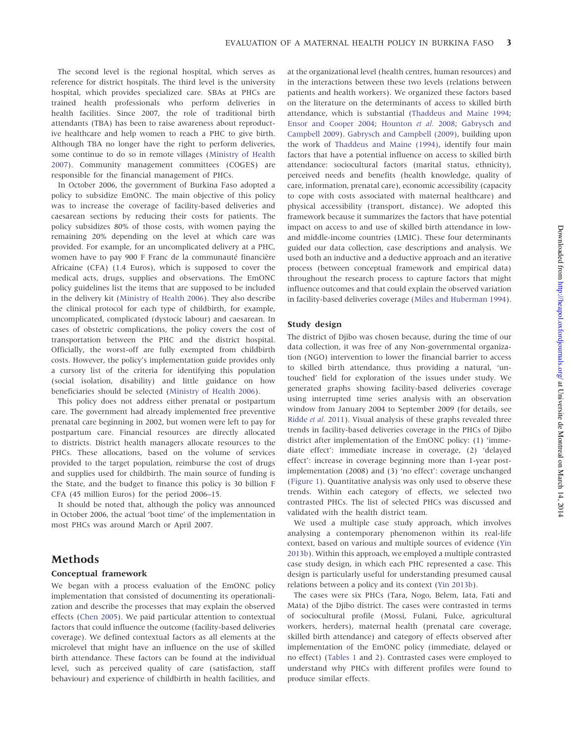The second level is the regional hospital, which serves as reference for district hospitals. The third level is the university hospital, which provides specialized care. SBAs at PHCs are trained health professionals who perform deliveries in health facilities. Since 2007, the role of traditional birth attendants (TBA) has been to raise awareness about reproductive healthcare and help women to reach a PHC to give birth. Although TBA no longer have the right to perform deliveries, some continue to do so in remote villages (Ministry of Health 2007). Community management committees (COGES) are responsible for the financial management of PHCs.

In October 2006, the government of Burkina Faso adopted a policy to subsidize EmONC. The main objective of this policy was to increase the coverage of facility-based deliveries and caesarean sections by reducing their costs for patients. The policy subsidizes 80% of those costs, with women paying the remaining 20% depending on the level at which care was provided. For example, for an uncomplicated delivery at a PHC, women have to pay 900 F Franc de la communauté financière Africaine (CFA) (1.4 Euros), which is supposed to cover the medical acts, drugs, supplies and observations. The EmONC policy guidelines list the items that are supposed to be included in the delivery kit (Ministry of Health 2006). They also describe the clinical protocol for each type of childbirth, for example, uncomplicated, complicated (dystocic labour) and caesarean. In cases of obstetric complications, the policy covers the cost of transportation between the PHC and the district hospital. Officially, the worst-off are fully exempted from childbirth costs. However, the policy's implementation guide provides only a cursory list of the criteria for identifying this population (social isolation, disability) and little guidance on how beneficiaries should be selected (Ministry of Health 2006).

This policy does not address either prenatal or postpartum care. The government had already implemented free preventive prenatal care beginning in 2002, but women were left to pay for postpartum care. Financial resources are directly allocated to districts. District health managers allocate resources to the PHCs. These allocations, based on the volume of services provided to the target population, reimburse the cost of drugs and supplies used for childbirth. The main source of funding is the State, and the budget to finance this policy is 30 billion F CFA (45 million Euros) for the period 2006–15.

It should be noted that, although the policy was announced in October 2006, the actual 'boot time' of the implementation in most PHCs was around March or April 2007.

# Methods

## Conceptual framework

We began with a process evaluation of the EmONC policy implementation that consisted of documenting its operationalization and describe the processes that may explain the observed effects (Chen 2005). We paid particular attention to contextual factors that could influence the outcome (facility-based deliveries coverage). We defined contextual factors as all elements at the microlevel that might have an influence on the use of skilled birth attendance. These factors can be found at the individual level, such as perceived quality of care (satisfaction, staff behaviour) and experience of childbirth in health facilities, and at the organizational level (health centres, human resources) and in the interactions between these two levels (relations between patients and health workers). We organized these factors based on the literature on the determinants of access to skilled birth attendance, which is substantial (Thaddeus and Maine 1994; Ensor and Cooper 2004; Hounton *et al.* 2008; Gabrysch and Campbell 2009). Gabrysch and Campbell (2009), building upon the work of Thaddeus and Maine (1994), identify four main factors that have a potential influence on access to skilled birth attendance: sociocultural factors (marital status, ethnicity), perceived needs and benefits (health knowledge, quality of care, information, prenatal care), economic accessibility (capacity to cope with costs associated with maternal healthcare) and physical accessibility (transport, distance). We adopted this framework because it summarizes the factors that have potential impact on access to and use of skilled birth attendance in low- and middle-income countries (LMIC). These four determinants guided our data collection, case descriptions and analysis. We used both an inductive and a deductive approach and an iterative process (between conceptual framework and empirical data) throughout the research process to capture factors that might influence outcomes and that could explain the observed variation in facility-based deliveries coverage (Miles and Huberman 1994).

## Study design

The district of Djibo was chosen because, during the time of our data collection, it was free of any Non-governmental organization (NGO) intervention to lower the financial barrier to access to skilled birth attendance, thus providing a natural, 'untouched' field for exploration of the issues under study. We generated graphs showing facility-based deliveries coverage using interrupted time series analysis with an observation window from January 2004 to September 2009 (for details, see Ridde *et al.* 2011). Visual analysis of these graphs revealed three trends in facility-based deliveries coverage in the PHCs of Djibo district after implementation of the EmONC policy: (1) 'immediate effect': immediate increase in coverage, (2) 'delayed effect': increase in coverage beginning more than 1-year post-implementation (2008) and (3) 'no effect': coverage unchanged (Figure 1). Quantitative analysis was only used to observe these trends. Within each category of effects, we selected two contrasted PHCs. The list of selected PHCs was discussed and validated with the health district team.

We used a multiple case study approach, which involves analysing a contemporary phenomenon within its real-life context, based on various and multiple sources of evidence (Yin 2013b). Within this approach, we employed a multiple contrasted case study design, in which each PHC represented a case. This design is particularly useful for understanding presumed causal relations between a policy and its context (Yin 2013b).

The cases were six PHCs (Tara, Nogo, Belem, Iata, Fati and Mata) of the Djibo district. The cases were contrasted in terms of sociocultural profile (Mossi, Fulani, Fulce, agricultural workers, herders), maternal health (prenatal care coverage, skilled birth attendance) and category of effects observed after implementation of the EmONC policy (immediate, delayed or no effect) (Tables 1 and 2). Contrasted cases were employed to understand why PHCs with different profiles were found to produce similar effects.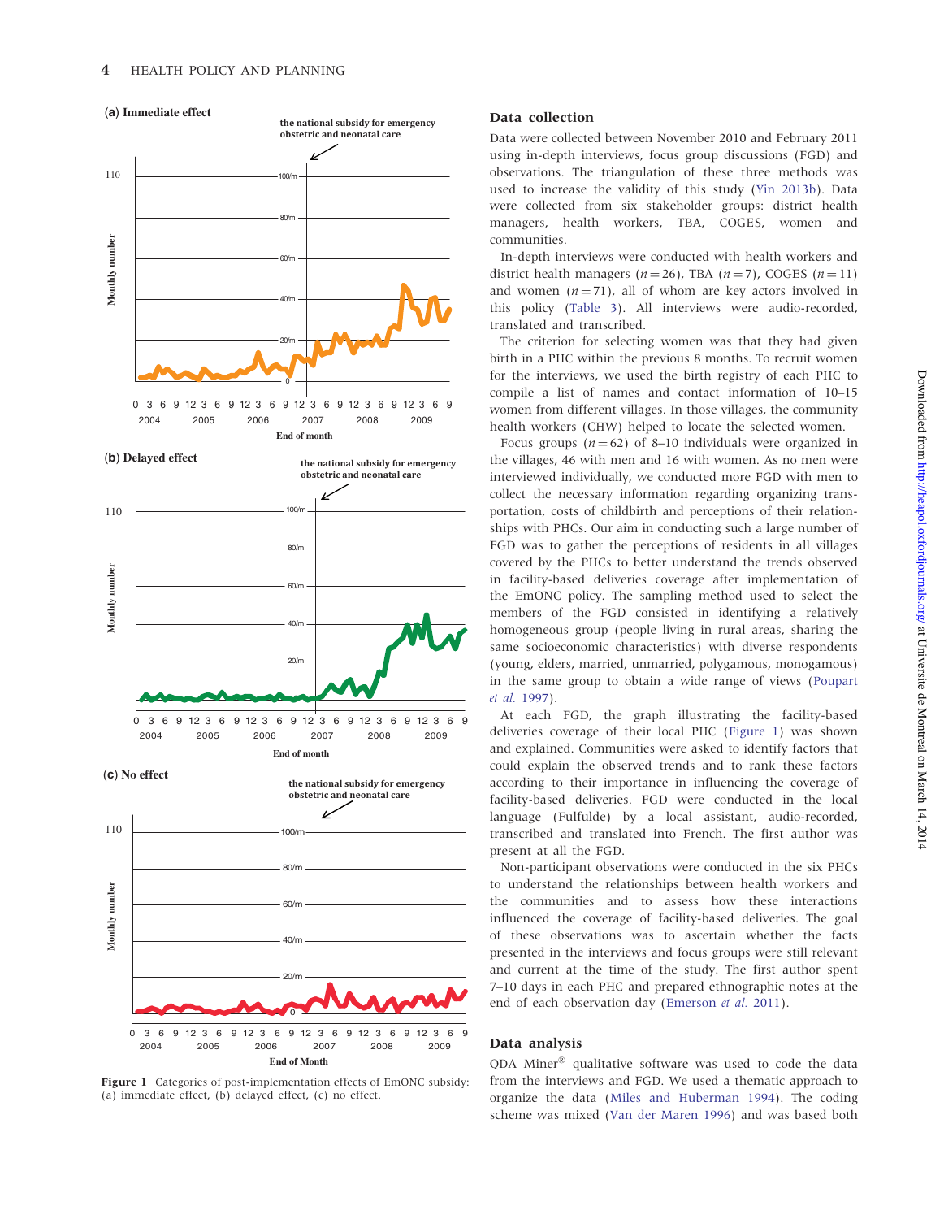(a) Immediate effect

(b) Delayed effect

(c) No effect

Figure 1 Categories of post-implementation effects of EmONC subsidy: (a) immediate effect, (b) delayed effect, (c) no effect.

## Data collection

Data were collected between November 2010 and February 2011 using in-depth interviews, focus group discussions (FGD) and observations. The triangulation of these three methods was used to increase the validity of this study (Yin 2013b). Data were collected from six stakeholder groups: district health managers, health workers, TBA, COGES, women and communities.

In-depth interviews were conducted with health workers and district health managers ($n = 26$), TBA ($n = 7$), COGES ($n = 11$) and women ($n = 71$), all of whom are key actors involved in this policy (Table 3). All interviews were audio-recorded, translated and transcribed.

The criterion for selecting women was that they had given birth in a PHC within the previous 8 months. To recruit women for the interviews, we used the birth registry of each PHC to compile a list of names and contact information of 10–15 women from different villages. In those villages, the community health workers (CHW) helped to locate the selected women.

Focus groups ($n = 62$) of 8–10 individuals were organized in the villages, 46 with men and 16 with women. As no men were interviewed individually, we conducted more FGD with men to collect the necessary information regarding organizing transportation, costs of childbirth and perceptions of their relationships with PHCs. Our aim in conducting such a large number of FGD was to gather the perceptions of residents in all villages covered by the PHCs to better understand the trends observed in facility-based deliveries coverage after implementation of the EmONC policy. The sampling method used to select the members of the FGD consisted in identifying a relatively homogeneous group (people living in rural areas, sharing the same socioeconomic characteristics) with diverse respondents (young, elders, married, unmarried, polygamous, monogamous) in the same group to obtain a wide range of views (Poupart *et al.* 1997).

At each FGD, the graph illustrating the facility-based deliveries coverage of their local PHC (Figure 1) was shown and explained. Communities were asked to identify factors that could explain the observed trends and to rank these factors according to their importance in influencing the coverage of facility-based deliveries. FGD were conducted in the local language (Fulfulde) by a local assistant, audio-recorded, transcribed and translated into French. The first author was present at all the FGD.

Non-participant observations were conducted in the six PHCs to understand the relationships between health workers and the communities and to assess how these interactions influenced the coverage of facility-based deliveries. The goal of these observations was to ascertain whether the facts presented in the interviews and focus groups were still relevant and current at the time of the study. The first author spent 7–10 days in each PHC and prepared ethnographic notes at the end of each observation day (Emerson *et al.* 2011).

## Data analysis

QDA Miner® qualitative software was used to code the data from the interviews and FGD. We used a thematic approach to organize the data (Miles and Huberman 1994). The coding scheme was mixed (Van der Maren 1996) and was based both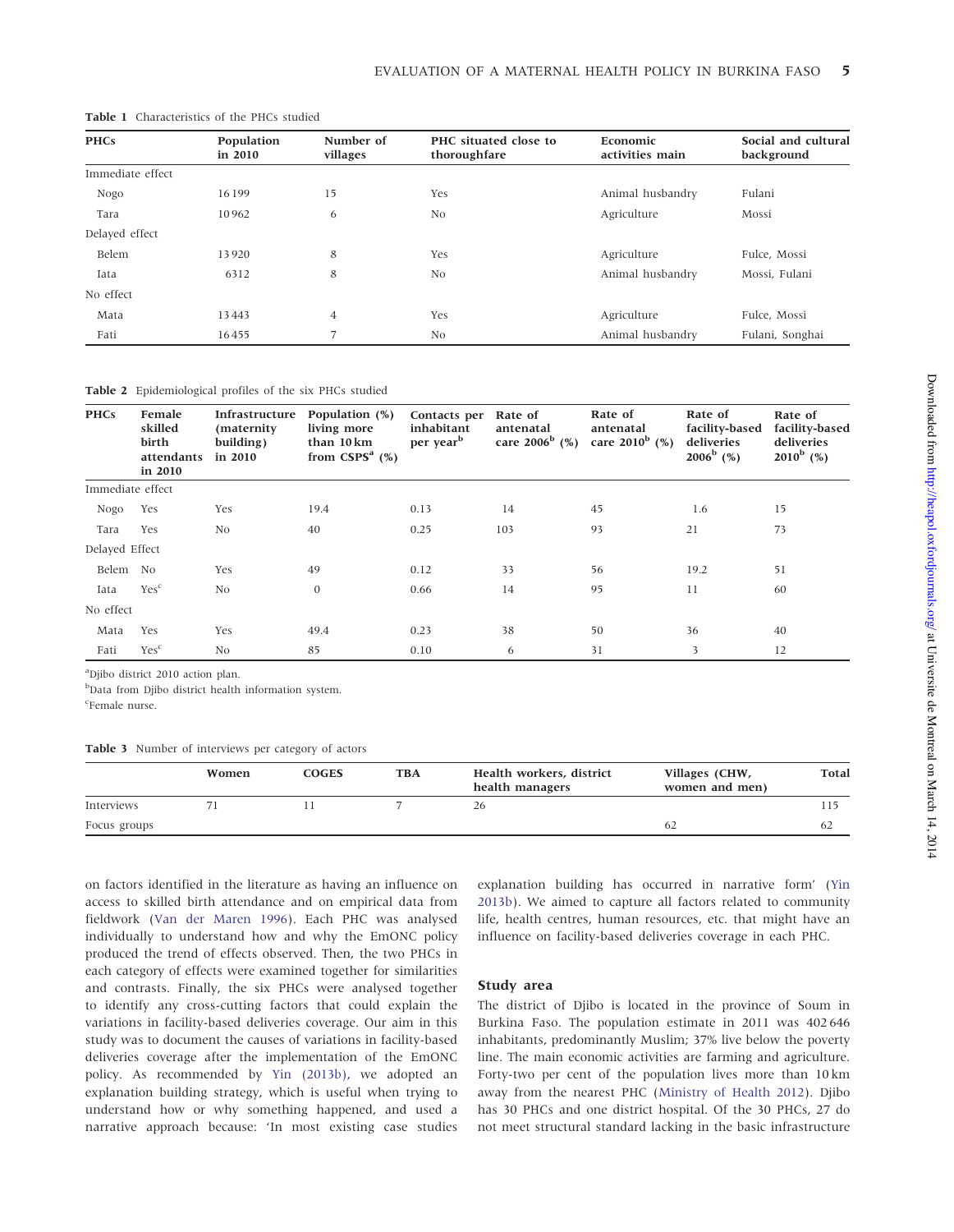**Table 1** Characteristics of the PHCs studied

| PHCs | Population in 2010 | Number of villages | PHC situated close to thoroughfare | Economic activities main | Social and cultural background |
|---|---|---|---|---|---|
| Immediate effect | | | | | |
| Nogo | 16199 | 15 | Yes | Animal husbandry | Fulani |
| Tara | 10962 | 6 | No | Agriculture | Mossi |
| Delayed effect | | | | | |
| Belem | 13920 | 8 | Yes | Agriculture | Fulce, Mossi |
| Iata | 6312 | 8 | No | Animal husbandry | Mossi, Fulani |
| No effect | | | | | |
| Mata | 13443 | 4 | Yes | Agriculture | Fulce, Mossi |
| Fati | 16455 | 7 | No | Animal husbandry | Fulani, Songhai |

**Table 2** Epidemiological profiles of the six PHCs studied

| PHCs | Female skilled birth attendants in 2010 | Infrastructure (maternity building) in 2010 | Population (%) living more than 10 km from CSPS[a] (%) | Contacts per inhabitant per year[b] | Rate of antenatal care 2006[b] (%) | Rate of antenatal care 2010[b] (%) | Rate of facility-based deliveries 2006[b] (%) | Rate of facility-based deliveries 2010[b] (%) |
|---|---|---|---|---|---|---|---|---|
| Immediate effect | | | | | | | | |
| Nogo | Yes | Yes | 19.4 | 0.13 | 14 | 45 | 1.6 | 15 |
| Tara | Yes | No | 40 | 0.25 | 103 | 93 | 21 | 73 |
| Delayed Effect | | | | | | | | |
| Belem | No | Yes | 49 | 0.12 | 33 | 56 | 19.2 | 51 |
| Iata | Yes[c] | No | 0 | 0.66 | 14 | 95 | 11 | 60 |
| No effect | | | | | | | | |
| Mata | Yes | Yes | 49.4 | 0.23 | 38 | 50 | 36 | 40 |
| Fati | Yes[c] | No | 85 | 0.10 | 6 | 31 | 3 | 12 |

[a]Djibo district 2010 action plan.
[b]Data from Djibo district health information system.
[c]Female nurse.

**Table 3** Number of interviews per category of actors

| | Women | COGES | TBA | Health workers, district health managers | Villages (CHW, women and men) | Total |
|---|---|---|---|---|---|---|
| Interviews | 71 | 11 | 7 | 26 | | 115 |
| Focus groups | | | | | 62 | 62 |

on factors identified in the literature as having an influence on access to skilled birth attendance and on empirical data from fieldwork (Van der Maren 1996). Each PHC was analysed individually to understand how and why the EmONC policy produced the trend of effects observed. Then, the two PHCs in each category of effects were examined together for similarities and contrasts. Finally, the six PHCs were analysed together to identify any cross-cutting factors that could explain the variations in facility-based deliveries coverage. Our aim in this study was to document the causes of variations in facility-based deliveries coverage after the implementation of the EmONC policy. As recommended by Yin (2013b), we adopted an explanation building strategy, which is useful when trying to understand how or why something happened, and used a narrative approach because: 'In most existing case studies explanation building has occurred in narrative form' (Yin 2013b). We aimed to capture all factors related to community life, health centres, human resources, etc. that might have an influence on facility-based deliveries coverage in each PHC.

## Study area

The district of Djibo is located in the province of Soum in Burkina Faso. The population estimate in 2011 was 402 646 inhabitants, predominantly Muslim; 37% live below the poverty line. The main economic activities are farming and agriculture. Forty-two per cent of the population lives more than 10 km away from the nearest PHC (Ministry of Health 2012). Djibo has 30 PHCs and one district hospital. Of the 30 PHCs, 27 do not meet structural standard lacking in the basic infrastructure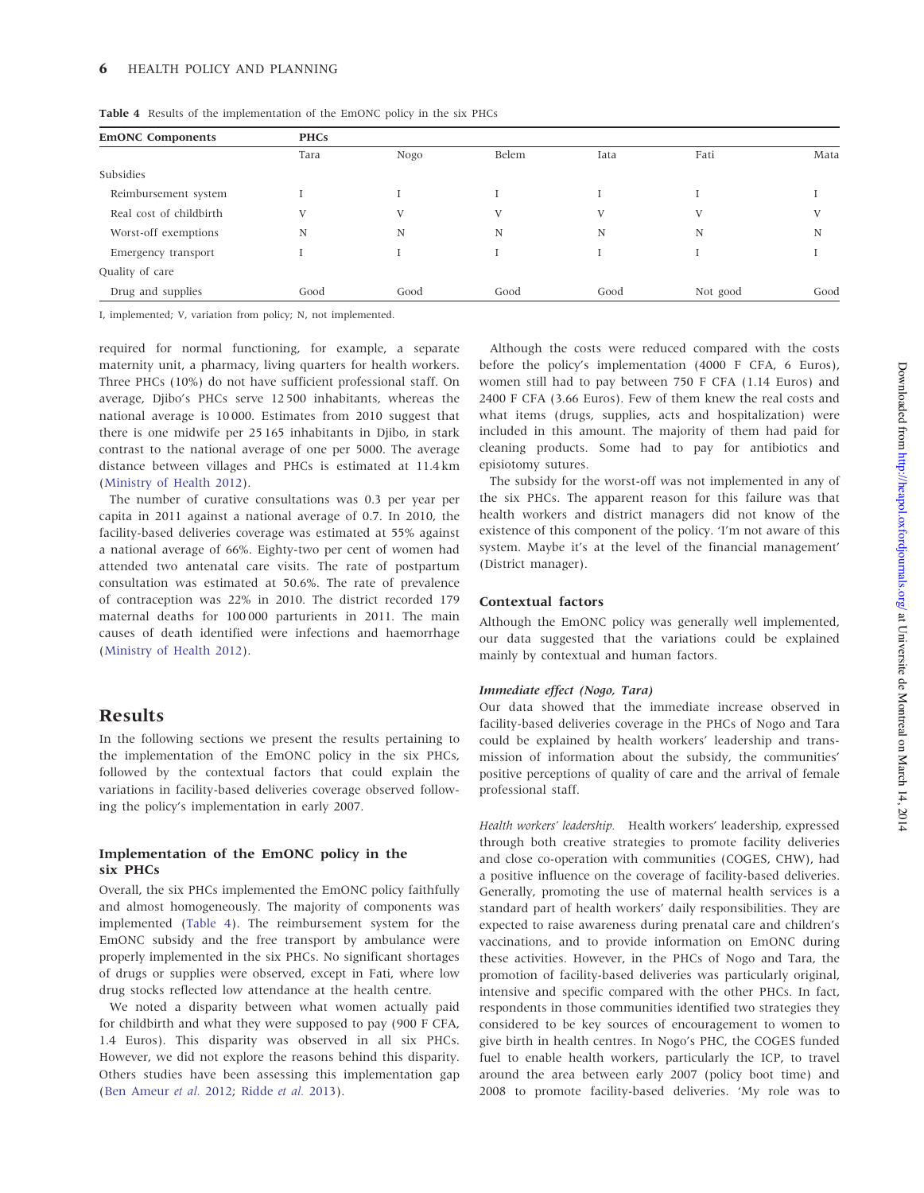**Table 4** Results of the implementation of the EmONC policy in the six PHCs

| EmONC Components | PHCs | | | | | |
|---|---|---|---|---|---|---|
| | Tara | Nogo | Belem | Iata | Fati | Mata |
| Subsidies | | | | | | |
| Reimbursement system | I | I | I | I | I | I |
| Real cost of childbirth | V | V | V | V | V | V |
| Worst-off exemptions | N | N | N | N | N | N |
| Emergency transport | I | I | I | I | I | I |
| Quality of care | | | | | | |
| Drug and supplies | Good | Good | Good | Good | Not good | Good |

I, implemented; V, variation from policy; N, not implemented.

required for normal functioning, for example, a separate maternity unit, a pharmacy, living quarters for health workers. Three PHCs (10%) do not have sufficient professional staff. On average, Djibo's PHCs serve 12 500 inhabitants, whereas the national average is 10 000. Estimates from 2010 suggest that there is one midwife per 25 165 inhabitants in Djibo, in stark contrast to the national average of one per 5000. The average distance between villages and PHCs is estimated at 11.4 km (Ministry of Health 2012).

The number of curative consultations was 0.3 per year per capita in 2011 against a national average of 0.7. In 2010, the facility-based deliveries coverage was estimated at 55% against a national average of 66%. Eighty-two per cent of women had attended two antenatal care visits. The rate of postpartum consultation was estimated at 50.6%. The rate of prevalence of contraception was 22% in 2010. The district recorded 179 maternal deaths for 100 000 parturients in 2011. The main causes of death identified were infections and haemorrhage (Ministry of Health 2012).

## Results

In the following sections we present the results pertaining to the implementation of the EmONC policy in the six PHCs, followed by the contextual factors that could explain the variations in facility-based deliveries coverage observed following the policy's implementation in early 2007.

### Implementation of the EmONC policy in the six PHCs

Overall, the six PHCs implemented the EmONC policy faithfully and almost homogeneously. The majority of components was implemented (Table 4). The reimbursement system for the EmONC subsidy and the free transport by ambulance were properly implemented in the six PHCs. No significant shortages of drugs or supplies were observed, except in Fati, where low drug stocks reflected low attendance at the health centre.

We noted a disparity between what women actually paid for childbirth and what they were supposed to pay (900 F CFA, 1.4 Euros). This disparity was observed in all six PHCs. However, we did not explore the reasons behind this disparity. Others studies have been assessing this implementation gap (Ben Ameur *et al.* 2012; Ridde *et al.* 2013).

Although the costs were reduced compared with the costs before the policy's implementation (4000 F CFA, 6 Euros), women still had to pay between 750 F CFA (1.14 Euros) and 2400 F CFA (3.66 Euros). Few of them knew the real costs and what items (drugs, supplies, acts and hospitalization) were included in this amount. The majority of them had paid for cleaning products. Some had to pay for antibiotics and episiotomy sutures.

The subsidy for the worst-off was not implemented in any of the six PHCs. The apparent reason for this failure was that health workers and district managers did not know of the existence of this component of the policy. 'I'm not aware of this system. Maybe it's at the level of the financial management' (District manager).

### Contextual factors

Although the EmONC policy was generally well implemented, our data suggested that the variations could be explained mainly by contextual and human factors.

#### *Immediate effect (Nogo, Tara)*

Our data showed that the immediate increase observed in facility-based deliveries coverage in the PHCs of Nogo and Tara could be explained by health workers' leadership and transmission of information about the subsidy, the communities' positive perceptions of quality of care and the arrival of female professional staff.

*Health workers' leadership.* Health workers' leadership, expressed through both creative strategies to promote facility deliveries and close co-operation with communities (COGES, CHW), had a positive influence on the coverage of facility-based deliveries. Generally, promoting the use of maternal health services is a standard part of health workers' daily responsibilities. They are expected to raise awareness during prenatal care and children's vaccinations, and to provide information on EmONC during these activities. However, in the PHCs of Nogo and Tara, the promotion of facility-based deliveries was particularly original, intensive and specific compared with the other PHCs. In fact, respondents in those communities identified two strategies they considered to be key sources of encouragement to women to give birth in health centres. In Nogo's PHC, the COGES funded fuel to enable health workers, particularly the ICP, to travel around the area between early 2007 (policy boot time) and 2008 to promote facility-based deliveries. 'My role was to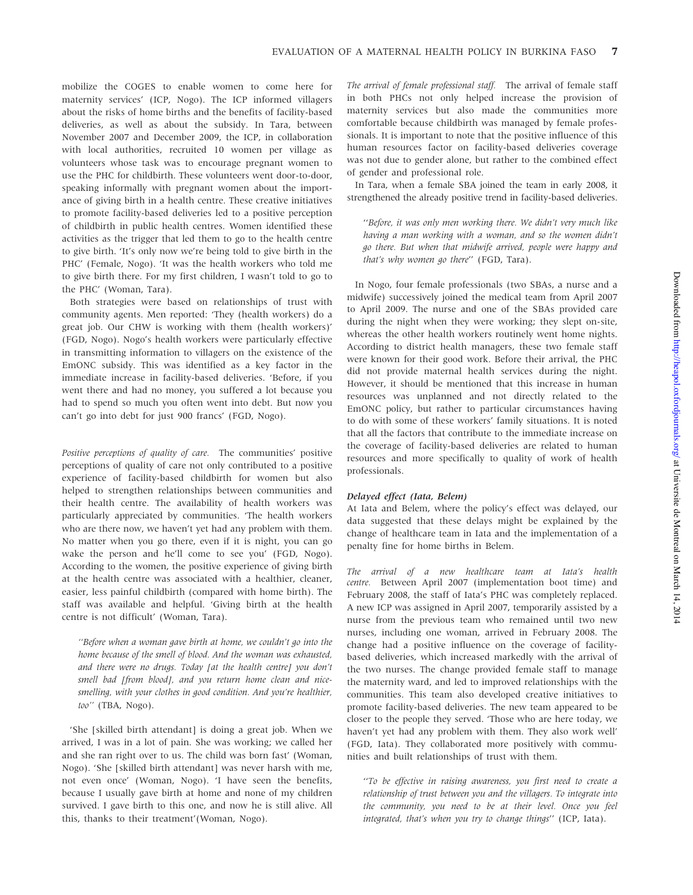mobilize the COGES to enable women to come here for maternity services' (ICP, Nogo). The ICP informed villagers about the risks of home births and the benefits of facility-based deliveries, as well as about the subsidy. In Tara, between November 2007 and December 2009, the ICP, in collaboration with local authorities, recruited 10 women per village as volunteers whose task was to encourage pregnant women to use the PHC for childbirth. These volunteers went door-to-door, speaking informally with pregnant women about the importance of giving birth in a health centre. These creative initiatives to promote facility-based deliveries led to a positive perception of childbirth in public health centres. Women identified these activities as the trigger that led them to go to the health centre to give birth. 'It's only now we're being told to give birth in the PHC' (Female, Nogo). 'It was the health workers who told me to give birth there. For my first children, I wasn't told to go to the PHC' (Woman, Tara).

Both strategies were based on relationships of trust with community agents. Men reported: 'They (health workers) do a great job. Our CHW is working with them (health workers)' (FGD, Nogo). Nogo's health workers were particularly effective in transmitting information to villagers on the existence of the EmONC subsidy. This was identified as a key factor in the immediate increase in facility-based deliveries. 'Before, if you went there and had no money, you suffered a lot because you had to spend so much you often went into debt. But now you can't go into debt for just 900 francs' (FGD, Nogo).

*Positive perceptions of quality of care.* The communities' positive perceptions of quality of care not only contributed to a positive experience of facility-based childbirth for women but also helped to strengthen relationships between communities and their health centre. The availability of health workers was particularly appreciated by communities. 'The health workers who are there now, we haven't yet had any problem with them. No matter when you go there, even if it is night, you can go wake the person and he'll come to see you' (FGD, Nogo). According to the women, the positive experience of giving birth at the health centre was associated with a healthier, cleaner, easier, less painful childbirth (compared with home birth). The staff was available and helpful. 'Giving birth at the health centre is not difficult' (Woman, Tara).

> *''Before when a woman gave birth at home, we couldn't go into the home because of the smell of blood. And the woman was exhausted, and there were no drugs. Today [at the health centre] you don't smell bad [from blood], and you return home clean and nice-smelling, with your clothes in good condition. And you're healthier, too''* (TBA, Nogo).

'She [skilled birth attendant] is doing a great job. When we arrived, I was in a lot of pain. She was working; we called her and she ran right over to us. The child was born fast' (Woman, Nogo). 'She [skilled birth attendant] was never harsh with me, not even once' (Woman, Nogo). 'I have seen the benefits, because I usually gave birth at home and none of my children survived. I gave birth to this one, and now he is still alive. All this, thanks to their treatment'(Woman, Nogo).

*The arrival of female professional staff.* The arrival of female staff in both PHCs not only helped increase the provision of maternity services but also made the communities more comfortable because childbirth was managed by female professionals. It is important to note that the positive influence of this human resources factor on facility-based deliveries coverage was not due to gender alone, but rather to the combined effect of gender and professional role.

In Tara, when a female SBA joined the team in early 2008, it strengthened the already positive trend in facility-based deliveries.

> *''Before, it was only men working there. We didn't very much like having a man working with a woman, and so the women didn't go there. But when that midwife arrived, people were happy and that's why women go there''* (FGD, Tara).

In Nogo, four female professionals (two SBAs, a nurse and a midwife) successively joined the medical team from April 2007 to April 2009. The nurse and one of the SBAs provided care during the night when they were working; they slept on-site, whereas the other health workers routinely went home nights. According to district health managers, these two female staff were known for their good work. Before their arrival, the PHC did not provide maternal health services during the night. However, it should be mentioned that this increase in human resources was unplanned and not directly related to the EmONC policy, but rather to particular circumstances having to do with some of these workers' family situations. It is noted that all the factors that contribute to the immediate increase on the coverage of facility-based deliveries are related to human resources and more specifically to quality of work of health professionals.

#### Delayed effect (Iata, Belem)

At Iata and Belem, where the policy's effect was delayed, our data suggested that these delays might be explained by the change of healthcare team in Iata and the implementation of a penalty fine for home births in Belem.

*The arrival of a new healthcare team at Iata's health centre.* Between April 2007 (implementation boot time) and February 2008, the staff of Iata's PHC was completely replaced. A new ICP was assigned in April 2007, temporarily assisted by a nurse from the previous team who remained until two new nurses, including one woman, arrived in February 2008. The change had a positive influence on the coverage of facility-based deliveries, which increased markedly with the arrival of the two nurses. The change provided female staff to manage the maternity ward, and led to improved relationships with the communities. This team also developed creative initiatives to promote facility-based deliveries. The new team appeared to be closer to the people they served. 'Those who are here today, we haven't yet had any problem with them. They also work well' (FGD, Iata). They collaborated more positively with communities and built relationships of trust with them.

> *''To be effective in raising awareness, you first need to create a relationship of trust between you and the villagers. To integrate into the community, you need to be at their level. Once you feel integrated, that's when you try to change things''* (ICP, Iata).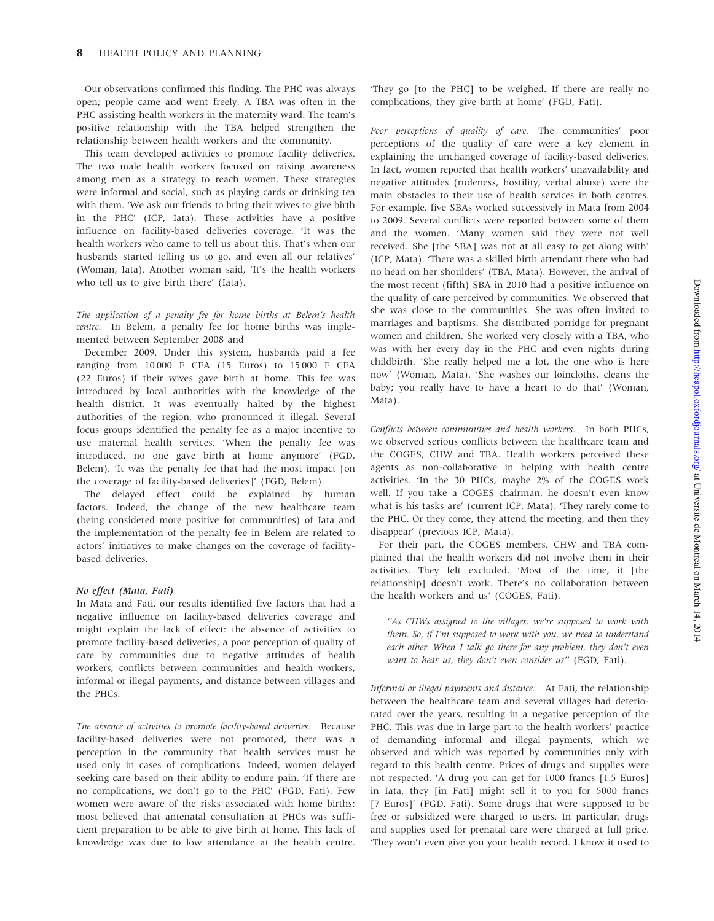Our observations confirmed this finding. The PHC was always open; people came and went freely. A TBA was often in the PHC assisting health workers in the maternity ward. The team's positive relationship with the TBA helped strengthen the relationship between health workers and the community.

This team developed activities to promote facility deliveries. The two male health workers focused on raising awareness among men as a strategy to reach women. These strategies were informal and social, such as playing cards or drinking tea with them. 'We ask our friends to bring their wives to give birth in the PHC' (ICP, Iata). These activities have a positive influence on facility-based deliveries coverage. 'It was the health workers who came to tell us about this. That's when our husbands started telling us to go, and even all our relatives' (Woman, Iata). Another woman said, 'It's the health workers who tell us to give birth there' (Iata).

*The application of a penalty fee for home births at Belem's health centre.* In Belem, a penalty fee for home births was implemented between September 2008 and December 2009. Under this system, husbands paid a fee ranging from 10 000 F CFA (15 Euros) to 15 000 F CFA (22 Euros) if their wives gave birth at home. This fee was introduced by local authorities with the knowledge of the health district. It was eventually halted by the highest authorities of the region, who pronounced it illegal. Several focus groups identified the penalty fee as a major incentive to use maternal health services. 'When the penalty fee was introduced, no one gave birth at home anymore' (FGD, Belem). 'It was the penalty fee that had the most impact [on the coverage of facility-based deliveries]' (FGD, Belem).

The delayed effect could be explained by human factors. Indeed, the change of the new healthcare team (being considered more positive for communities) of Iata and the implementation of the penalty fee in Belem are related to actors' initiatives to make changes on the coverage of facility-based deliveries.

#### No effect (Mata, Fati)

In Mata and Fati, our results identified five factors that had a negative influence on facility-based deliveries coverage and might explain the lack of effect: the absence of activities to promote facility-based deliveries, a poor perception of quality of care by communities due to negative attitudes of health workers, conflicts between communities and health workers, informal or illegal payments, and distance between villages and the PHCs.

*The absence of activities to promote facility-based deliveries.* Because facility-based deliveries were not promoted, there was a perception in the community that health services must be used only in cases of complications. Indeed, women delayed seeking care based on their ability to endure pain. 'If there are no complications, we don't go to the PHC' (FGD, Fati). Few women were aware of the risks associated with home births; most believed that antenatal consultation at PHCs was sufficient preparation to be able to give birth at home. This lack of knowledge was due to low attendance at the health centre. 'They go [to the PHC] to be weighed. If there are really no complications, they give birth at home' (FGD, Fati).

*Poor perceptions of quality of care.* The communities' poor perceptions of the quality of care were a key element in explaining the unchanged coverage of facility-based deliveries. In fact, women reported that health workers' unavailability and negative attitudes (rudeness, hostility, verbal abuse) were the main obstacles to their use of health services in both centres. For example, five SBAs worked successively in Mata from 2004 to 2009. Several conflicts were reported between some of them and the women. 'Many women said they were not well received. She [the SBA] was not at all easy to get along with' (ICP, Mata). 'There was a skilled birth attendant there who had no head on her shoulders' (TBA, Mata). However, the arrival of the most recent (fifth) SBA in 2010 had a positive influence on the quality of care perceived by communities. We observed that she was close to the communities. She was often invited to marriages and baptisms. She distributed porridge for pregnant women and children. She worked very closely with a TBA, who was with her every day in the PHC and even nights during childbirth. 'She really helped me a lot, the one who is here now' (Woman, Mata). 'She washes our loincloths, cleans the baby; you really have to have a heart to do that' (Woman, Mata).

*Conflicts between communities and health workers.* In both PHCs, we observed serious conflicts between the healthcare team and the COGES, CHW and TBA. Health workers perceived these agents as non-collaborative in helping with health centre activities. 'In the 30 PHCs, maybe 2% of the COGES work well. If you take a COGES chairman, he doesn't even know what is his tasks are' (current ICP, Mata). 'They rarely come to the PHC. Or they come, they attend the meeting, and then they disappear' (previous ICP, Mata).

For their part, the COGES members, CHW and TBA complained that the health workers did not involve them in their activities. They felt excluded. 'Most of the time, it [the relationship] doesn't work. There's no collaboration between the health workers and us' (COGES, Fati).

> *''As CHWs assigned to the villages, we're supposed to work with them. So, if I'm supposed to work with you, we need to understand each other. When I talk go there for any problem, they don't even want to hear us, they don't even consider us''* (FGD, Fati).

*Informal or illegal payments and distance.* At Fati, the relationship between the healthcare team and several villages had deteriorated over the years, resulting in a negative perception of the PHC. This was due in large part to the health workers' practice of demanding informal and illegal payments, which we observed and which was reported by communities only with regard to this health centre. Prices of drugs and supplies were not respected. 'A drug you can get for 1000 francs [1.5 Euros] in Iata, they [in Fati] might sell it to you for 5000 francs [7 Euros]' (FGD, Fati). Some drugs that were supposed to be free or subsidized were charged to users. In particular, drugs and supplies used for prenatal care were charged at full price. 'They won't even give you your health record. I know it used to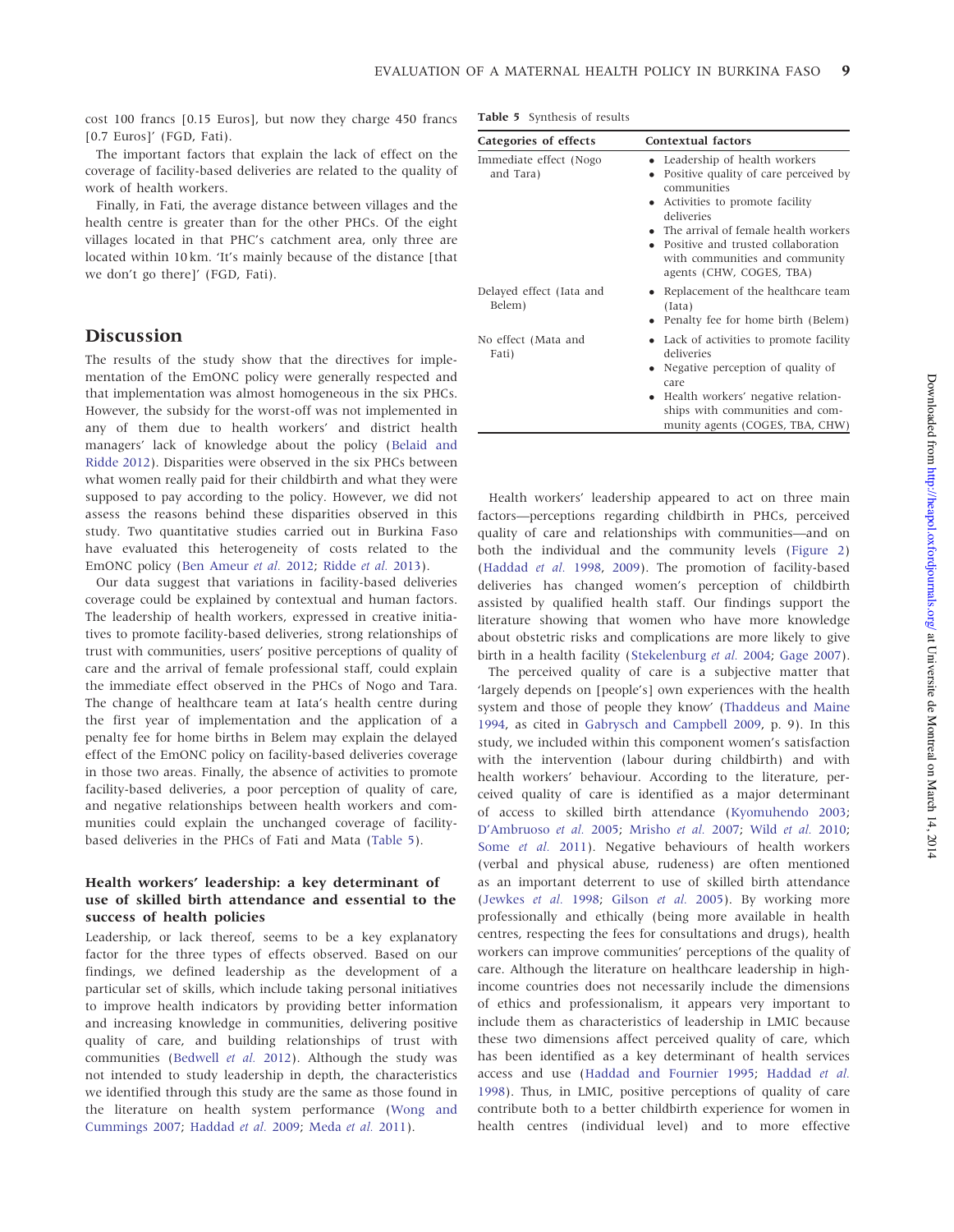cost 100 francs [0.15 Euros], but now they charge 450 francs [0.7 Euros]' (FGD, Fati).

The important factors that explain the lack of effect on the coverage of facility-based deliveries are related to the quality of work of health workers.

Finally, in Fati, the average distance between villages and the health centre is greater than for the other PHCs. Of the eight villages located in that PHC's catchment area, only three are located within 10 km. 'It's mainly because of the distance [that we don't go there]' (FGD, Fati).

## Discussion

The results of the study show that the directives for implementation of the EmONC policy were generally respected and that implementation was almost homogeneous in the six PHCs. However, the subsidy for the worst-off was not implemented in any of them due to health workers' and district health managers' lack of knowledge about the policy (Belaid and Ridde 2012). Disparities were observed in the six PHCs between what women really paid for their childbirth and what they were supposed to pay according to the policy. However, we did not assess the reasons behind these disparities observed in this study. Two quantitative studies carried out in Burkina Faso have evaluated this heterogeneity of costs related to the EmONC policy (Ben Ameur *et al.* 2012; Ridde *et al.* 2013).

Our data suggest that variations in facility-based deliveries coverage could be explained by contextual and human factors. The leadership of health workers, expressed in creative initiatives to promote facility-based deliveries, strong relationships of trust with communities, users' positive perceptions of quality of care and the arrival of female professional staff, could explain the immediate effect observed in the PHCs of Nogo and Tara. The change of healthcare team at Iata's health centre during the first year of implementation and the application of a penalty fee for home births in Belem may explain the delayed effect of the EmONC policy on facility-based deliveries coverage in those two areas. Finally, the absence of activities to promote facility-based deliveries, a poor perception of quality of care, and negative relationships between health workers and communities could explain the unchanged coverage of facility-based deliveries in the PHCs of Fati and Mata (Table 5).

**Table 5** Synthesis of results

| Categories of effects | Contextual factors |
|---|---|
| Immediate effect (Nogo and Tara) | • Leadership of health workers<br>• Positive quality of care perceived by communities<br>• Activities to promote facility deliveries<br>• The arrival of female health workers<br>• Positive and trusted collaboration with communities and community agents (CHW, COGES, TBA) |
| Delayed effect (Iata and Belem) | • Replacement of the healthcare team (Iata)<br>• Penalty fee for home birth (Belem) |
| No effect (Mata and Fati) | • Lack of activities to promote facility deliveries<br>• Negative perception of quality of care<br>• Health workers' negative relationships with communities and community agents (COGES, TBA, CHW) |

### Health workers' leadership: a key determinant of use of skilled birth attendance and essential to the success of health policies

Leadership, or lack thereof, seems to be a key explanatory factor for the three types of effects observed. Based on our findings, we defined leadership as the development of a particular set of skills, which include taking personal initiatives to improve health indicators by providing better information and increasing knowledge in communities, delivering positive quality of care, and building relationships of trust with communities (Bedwell *et al.* 2012). Although the study was not intended to study leadership in depth, the characteristics we identified through this study are the same as those found in the literature on health system performance (Wong and Cummings 2007; Haddad *et al.* 2009; Meda *et al.* 2011).

Health workers' leadership appeared to act on three main factors—perceptions regarding childbirth in PHCs, perceived quality of care and relationships with communities—and on both the individual and the community levels (Figure 2) (Haddad *et al.* 1998, 2009). The promotion of facility-based deliveries has changed women's perception of childbirth assisted by qualified health staff. Our findings support the literature showing that women who have more knowledge about obstetric risks and complications are more likely to give birth in a health facility (Stekelenburg *et al.* 2004; Gage 2007).

The perceived quality of care is a subjective matter that 'largely depends on [people's] own experiences with the health system and those of people they know' (Thaddeus and Maine 1994, as cited in Gabrysch and Campbell 2009, p. 9). In this study, we included within this component women's satisfaction with the intervention (labour during childbirth) and with health workers' behaviour. According to the literature, perceived quality of care is identified as a major determinant of access to skilled birth attendance (Kyomuhendo 2003; D'Ambruoso *et al.* 2005; Mrisho *et al.* 2007; Wild *et al.* 2010; Some *et al.* 2011). Negative behaviours of health workers (verbal and physical abuse, rudeness) are often mentioned as an important deterrent to use of skilled birth attendance (Jewkes *et al.* 1998; Gilson *et al.* 2005). By working more professionally and ethically (being more available in health centres, respecting the fees for consultations and drugs), health workers can improve communities' perceptions of the quality of care. Although the literature on healthcare leadership in high-income countries does not necessarily include the dimensions of ethics and professionalism, it appears very important to include them as characteristics of leadership in LMIC because these two dimensions affect perceived quality of care, which has been identified as a key determinant of health services access and use (Haddad and Fournier 1995; Haddad *et al.* 1998). Thus, in LMIC, positive perceptions of quality of care contribute both to a better childbirth experience for women in health centres (individual level) and to more effective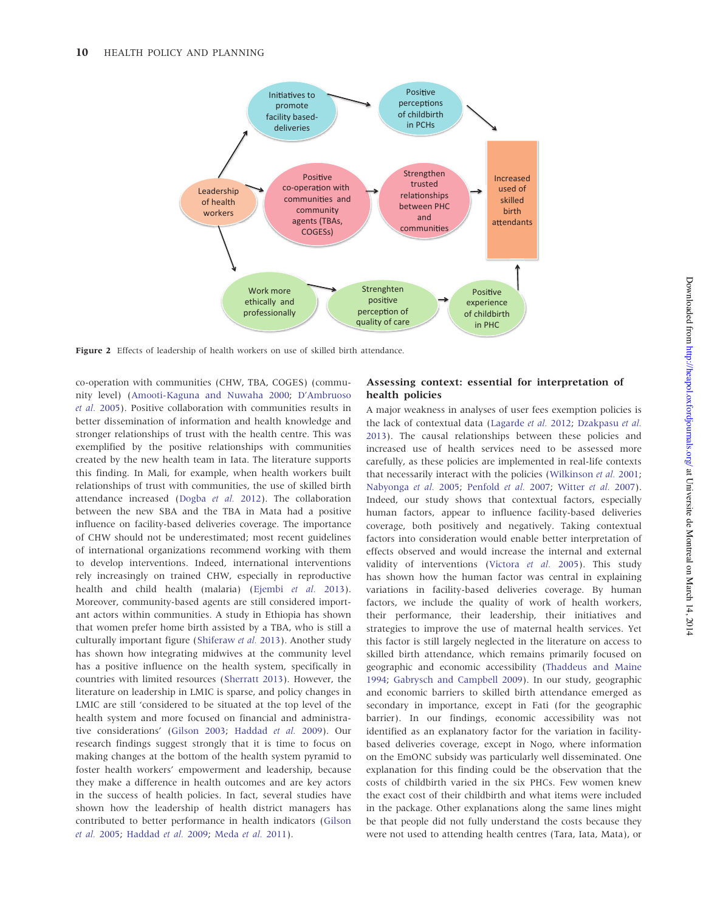**Figure 2** Effects of leadership of health workers on use of skilled birth attendance.

co-operation with communities (CHW, TBA, COGES) (community level) (Amooti-Kaguna and Nuwaha 2000; D'Ambruoso *et al.* 2005). Positive collaboration with communities results in better dissemination of information and health knowledge and stronger relationships of trust with the health centre. This was exemplified by the positive relationships with communities created by the new health team in Iata. The literature supports this finding. In Mali, for example, when health workers built relationships of trust with communities, the use of skilled birth attendance increased (Dogba *et al.* 2012). The collaboration between the new SBA and the TBA in Mata had a positive influence on facility-based deliveries coverage. The importance of CHW should not be underestimated; most recent guidelines of international organizations recommend working with them to develop interventions. Indeed, international interventions rely increasingly on trained CHW, especially in reproductive health and child health (malaria) (Ejembi *et al.* 2013). Moreover, community-based agents are still considered important actors within communities. A study in Ethiopia has shown that women prefer home birth assisted by a TBA, who is still a culturally important figure (Shiferaw *et al.* 2013). Another study has shown how integrating midwives at the community level has a positive influence on the health system, specifically in countries with limited resources (Sherratt 2013). However, the literature on leadership in LMIC is sparse, and policy changes in LMIC are still 'considered to be situated at the top level of the health system and more focused on financial and administrative considerations' (Gilson 2003; Haddad *et al.* 2009). Our research findings suggest strongly that it is time to focus on making changes at the bottom of the health system pyramid to foster health workers' empowerment and leadership, because they make a difference in health outcomes and are key actors in the success of health policies. In fact, several studies have shown how the leadership of health district managers has contributed to better performance in health indicators (Gilson *et al.* 2005; Haddad *et al.* 2009; Meda *et al.* 2011).

## Assessing context: essential for interpretation of health policies

A major weakness in analyses of user fees exemption policies is the lack of contextual data (Lagarde *et al.* 2012; Dzakpasu *et al.* 2013). The causal relationships between these policies and increased use of health services need to be assessed more carefully, as these policies are implemented in real-life contexts that necessarily interact with the policies (Wilkinson *et al.* 2001; Nabyonga *et al.* 2005; Penfold *et al.* 2007; Witter *et al.* 2007). Indeed, our study shows that contextual factors, especially human factors, appear to influence facility-based deliveries coverage, both positively and negatively. Taking contextual factors into consideration would enable better interpretation of effects observed and would increase the internal and external validity of interventions (Victora *et al.* 2005). This study has shown how the human factor was central in explaining variations in facility-based deliveries coverage. By human factors, we include the quality of work of health workers, their performance, their leadership, their initiatives and strategies to improve the use of maternal health services. Yet this factor is still largely neglected in the literature on access to skilled birth attendance, which remains primarily focused on geographic and economic accessibility (Thaddeus and Maine 1994; Gabrysch and Campbell 2009). In our study, geographic and economic barriers to skilled birth attendance emerged as secondary in importance, except in Fati (for the geographic barrier). In our findings, economic accessibility was not identified as an explanatory factor for the variation in facility-based deliveries coverage, except in Nogo, where information on the EmONC subsidy was particularly well disseminated. One explanation for this finding could be the observation that the costs of childbirth varied in the six PHCs. Few women knew the exact cost of their childbirth and what items were included in the package. Other explanations along the same lines might be that people did not fully understand the costs because they were not used to attending health centres (Tara, Iata, Mata), or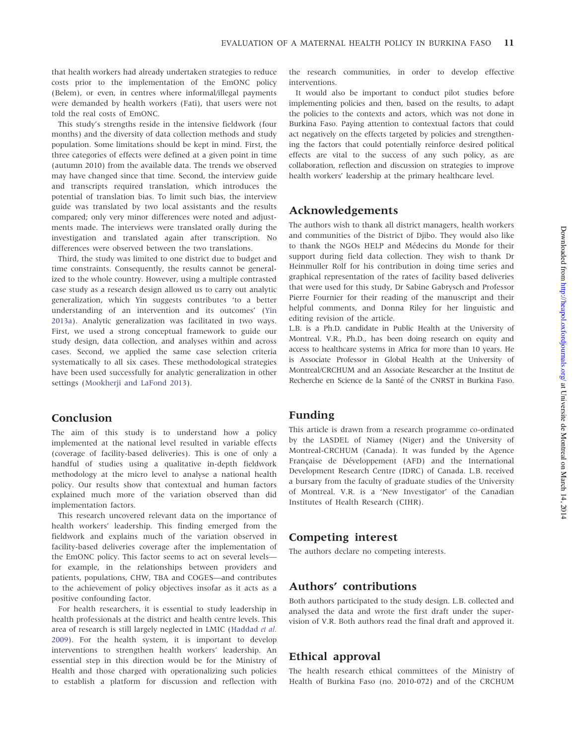that health workers had already undertaken strategies to reduce costs prior to the implementation of the EmONC policy (Belem), or even, in centres where informal/illegal payments were demanded by health workers (Fati), that users were not told the real costs of EmONC.

This study's strengths reside in the intensive fieldwork (four months) and the diversity of data collection methods and study population. Some limitations should be kept in mind. First, the three categories of effects were defined at a given point in time (autumn 2010) from the available data. The trends we observed may have changed since that time. Second, the interview guide and transcripts required translation, which introduces the potential of translation bias. To limit such bias, the interview guide was translated by two local assistants and the results compared; only very minor differences were noted and adjustments made. The interviews were translated orally during the investigation and translated again after transcription. No differences were observed between the two translations.

Third, the study was limited to one district due to budget and time constraints. Consequently, the results cannot be generalized to the whole country. However, using a multiple contrasted case study as a research design allowed us to carry out analytic generalization, which Yin suggests contributes 'to a better understanding of an intervention and its outcomes' (Yin 2013a). Analytic generalization was facilitated in two ways. First, we used a strong conceptual framework to guide our study design, data collection, and analyses within and across cases. Second, we applied the same case selection criteria systematically to all six cases. These methodological strategies have been used successfully for analytic generalization in other settings (Mookherji and LaFond 2013).

## Conclusion

The aim of this study is to understand how a policy implemented at the national level resulted in variable effects (coverage of facility-based deliveries). This is one of only a handful of studies using a qualitative in-depth fieldwork methodology at the micro level to analyse a national health policy. Our results show that contextual and human factors explained much more of the variation observed than did implementation factors.

This research uncovered relevant data on the importance of health workers' leadership. This finding emerged from the fieldwork and explains much of the variation observed in facility-based deliveries coverage after the implementation of the EmONC policy. This factor seems to act on several levels—for example, in the relationships between providers and patients, populations, CHW, TBA and COGES—and contributes to the achievement of policy objectives insofar as it acts as a positive confounding factor.

For health researchers, it is essential to study leadership in health professionals at the district and health centre levels. This area of research is still largely neglected in LMIC (Haddad *et al.* 2009). For the health system, it is important to develop interventions to strengthen health workers' leadership. An essential step in this direction would be for the Ministry of Health and those charged with operationalizing such policies to establish a platform for discussion and reflection with the research communities, in order to develop effective interventions.

It would also be important to conduct pilot studies before implementing policies and then, based on the results, to adapt the policies to the contexts and actors, which was not done in Burkina Faso. Paying attention to contextual factors that could act negatively on the effects targeted by policies and strengthening the factors that could potentially reinforce desired political effects are vital to the success of any such policy, as are collaboration, reflection and discussion on strategies to improve health workers' leadership at the primary healthcare level.

## Acknowledgements

The authors wish to thank all district managers, health workers and communities of the District of Djibo. They would also like to thank the NGOs HELP and Médecins du Monde for their support during field data collection. They wish to thank Dr Heinmuller Rolf for his contribution in doing time series and graphical representation of the rates of facility based deliveries that were used for this study, Dr Sabine Gabrysch and Professor Pierre Fournier for their reading of the manuscript and their helpful comments, and Donna Riley for her linguistic and editing revision of the article.

L.B. is a Ph.D. candidate in Public Health at the University of Montreal. V.R., Ph.D., has been doing research on equity and access to healthcare systems in Africa for more than 10 years. He is Associate Professor in Global Health at the University of Montreal/CRCHUM and an Associate Researcher at the Institut de Recherche en Science de la Santé of the CNRST in Burkina Faso.

## Funding

This article is drawn from a research programme co-ordinated by the LASDEL of Niamey (Niger) and the University of Montreal-CRCHUM (Canada). It was funded by the Agence Française de Développement (AFD) and the International Development Research Centre (IDRC) of Canada. L.B. received a bursary from the faculty of graduate studies of the University of Montreal. V.R. is a 'New Investigator' of the Canadian Institutes of Health Research (CIHR).

## Competing interest

The authors declare no competing interests.

## Authors' contributions

Both authors participated to the study design. L.B. collected and analysed the data and wrote the first draft under the supervision of V.R. Both authors read the final draft and approved it.

## Ethical approval

The health research ethical committees of the Ministry of Health of Burkina Faso (no. 2010-072) and of the CRCHUM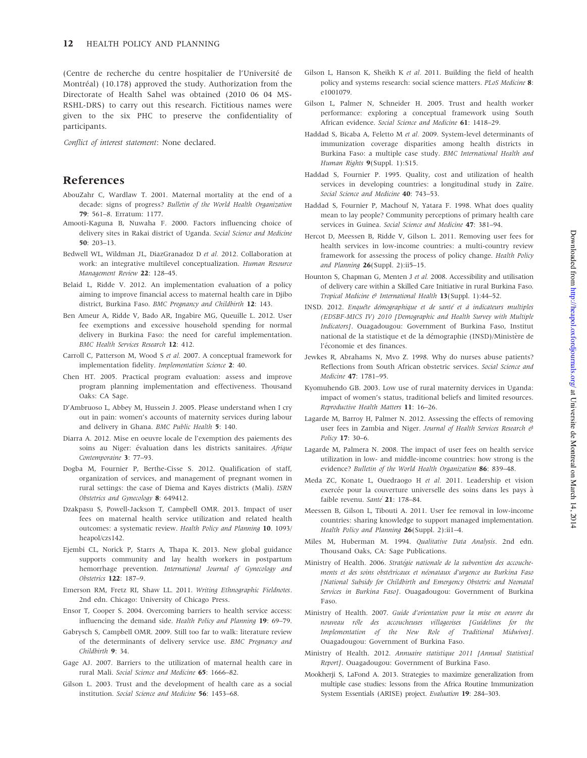(Centre de recherche du centre hospitalier de l'Université de Montréal) (10.178) approved the study. Authorization from the Directorate of Health Sahel was obtained (2010 06 04 MS-RSHL-DRS) to carry out this research. Fictitious names were given to the six PHC to preserve the confidentiality of participants.

*Conflict of interest statement*: None declared.

## References

AbouZahr C, Wardlaw T. 2001. Maternal mortality at the end of a decade: signs of progress? *Bulletin of the World Health Organization* **79**: 561–8. Erratum: 1177.

Amooti-Kaguna B, Nuwaha F. 2000. Factors influencing choice of delivery sites in Rakai district of Uganda. *Social Science and Medicine* **50**: 203–13.

Bedwell WL, Wildman JL, DiazGranadoz D *et al.* 2012. Collaboration at work: an integrative multilevel conceptualization. *Human Resource Management Review* **22**: 128–45.

Belaid L, Ridde V. 2012. An implementation evaluation of a policy aiming to improve financial access to maternal health care in Djibo district, Burkina Faso. *BMC Pregnancy and Childbirth* **12**: 143.

Ben Ameur A, Ridde V, Bado AR, Ingabire MG, Queuille L. 2012. User fee exemptions and excessive household spending for normal delivery in Burkina Faso: the need for careful implementation. *BMC Health Services Research* **12**: 412.

Carroll C, Patterson M, Wood S *et al.* 2007. A conceptual framework for implementation fidelity. *Implementation Science* **2**: 40.

Chen HT. 2005. Practical program evaluation: assess and improve program planning implementation and effectiveness. Thousand Oaks: CA Sage.

D'Ambruoso L, Abbey M, Hussein J. 2005. Please understand when I cry out in pain: women's accounts of maternity services during labour and delivery in Ghana. *BMC Public Health* **5**: 140.

Diarra A. 2012. Mise en oeuvre locale de l'exemption des paiements des soins au Niger: évaluation dans les districts sanitaires. *Afrique Contemporaine* **3**: 77–93.

Dogba M, Fournier P, Berthe-Cisse S. 2012. Qualification of staff, organization of services, and management of pregnant women in rural settings: the case of Diema and Kayes districts (Mali). *ISRN Obstetrics and Gynecology* **8**: 649412.

Dzakpasu S, Powell-Jackson T, Campbell OMR. 2013. Impact of user fees on maternal health service utilization and related health outcomes: a systematic review. *Health Policy and Planning* **10**. 1093/heapol/czs142.

Ejembi CL, Norick P, Starrs A, Thapa K. 2013. New global guidance supports community and lay health workers in postpartum hemorrhage prevention. *International Journal of Gynecology and Obstetrics* **122**: 187–9.

Emerson RM, Fretz RI, Shaw LL. 2011. *Writing Ethnographic Fieldnotes*. 2nd edn. Chicago: University of Chicago Press.

Ensor T, Cooper S. 2004. Overcoming barriers to health service access: influencing the demand side. *Health Policy and Planning* **19**: 69–79.

Gabrysch S, Campbell OMR. 2009. Still too far to walk: literature review of the determinants of delivery service use. *BMC Pregnancy and Childbirth* **9**: 34.

Gage AJ. 2007. Barriers to the utilization of maternal health care in rural Mali. *Social Science and Medicine* **65**: 1666–82.

Gilson L. 2003. Trust and the development of health care as a social institution. *Social Science and Medicine* **56**: 1453–68.

Gilson L, Hanson K, Sheikh K *et al.* 2011. Building the field of health policy and systems research: social science matters. *PLoS Medicine* **8**: e1001079.

Gilson L, Palmer N, Schneider H. 2005. Trust and health worker performance: exploring a conceptual framework using South African evidence. *Social Science and Medicine* **61**: 1418–29.

Haddad S, Bicaba A, Feletto M *et al.* 2009. System-level determinants of immunization coverage disparities among health districts in Burkina Faso: a multiple case study. *BMC International Health and Human Rights* **9**(Suppl. 1):S15.

Haddad S, Fournier P. 1995. Quality, cost and utilization of health services in developing countries: a longitudinal study in Zaïre. *Social Science and Medicine* **40**: 743–53.

Haddad S, Fournier P, Machouf N, Yatara F. 1998. What does quality mean to lay people? Community perceptions of primary health care services in Guinea. *Social Science and Medicine* **47**: 381–94.

Hercot D, Meessen B, Ridde V, Gilson L. 2011. Removing user fees for health services in low-income countries: a multi-country review framework for assessing the process of policy change. *Health Policy and Planning* **26**(Suppl. 2):ii5–15.

Hounton S, Chapman G, Menten J *et al.* 2008. Accessibility and utilisation of delivery care within a Skilled Care Initiative in rural Burkina Faso. *Tropical Medicine & International Health* **13**(Suppl. 1):44–52.

INSD. 2012. *Enquête démographique et de santé et à indicateurs multiples (EDSBF-MICS IV) 2010 [Demographic and Health Survey with Multiple Indicators]*. Ouagadougou: Government of Burkina Faso, Institut national de la statistique et de la démographie (INSD)/Ministère de l'économie et des finances.

Jewkes R, Abrahams N, Mvo Z. 1998. Why do nurses abuse patients? Reflections from South African obstetric services. *Social Science and Medicine* **47**: 1781–95.

Kyomuhendo GB. 2003. Low use of rural maternity dervices in Uganda: impact of women's status, traditional beliefs and limited resources. *Reproductive Health Matters* **11**: 16–26.

Lagarde M, Barroy H, Palmer N. 2012. Assessing the effects of removing user fees in Zambia and Niger. *Journal of Health Services Research & Policy* **17**: 30–6.

Lagarde M, Palmera N. 2008. The impact of user fees on health service utilization in low- and middle-income countries: how strong is the evidence? *Bulletin of the World Health Organization* **86**: 839–48.

Meda ZC, Konate L, Ouedraogo H *et al.* 2011. Leadership et vision exercée pour la couverture universelle des soins dans les pays à faible revenu. *Santé* **21**: 178–84.

Meessen B, Gilson L, Tibouti A. 2011. User fee removal in low-income countries: sharing knowledge to support managed implementation. *Health Policy and Planning* **26**(Suppl. 2):ii1–4.

Miles M, Huberman M. 1994. *Qualitative Data Analysis*. 2nd edn. Thousand Oaks, CA: Sage Publications.

Ministry of Health. 2006. *Stratégie nationale de la subvention des accouchements et des soins obstétricaux et néonataux d'urgence au Burkina Faso [National Subsidy for Childbirth and Emergency Obstetric and Neonatal Services in Burkina Faso]*. Ouagadougou: Government of Burkina Faso.

Ministry of Health. 2007. *Guide d'orientation pour la mise en oeuvre du nouveau rôle des accoucheuses villageoises [Guidelines for the Implementation of the New Role of Traditional Midwives]*. Ouagadougou: Government of Burkina Faso.

Ministry of Health. 2012. *Annuaire statistique 2011 [Annual Statistical Report]*. Ouagadougou: Government of Burkina Faso.

Mookherji S, LaFond A. 2013. Strategies to maximize generalization from multiple case studies: lessons from the Africa Routine Immunization System Essentials (ARISE) project. *Evaluation* **19**: 284–303.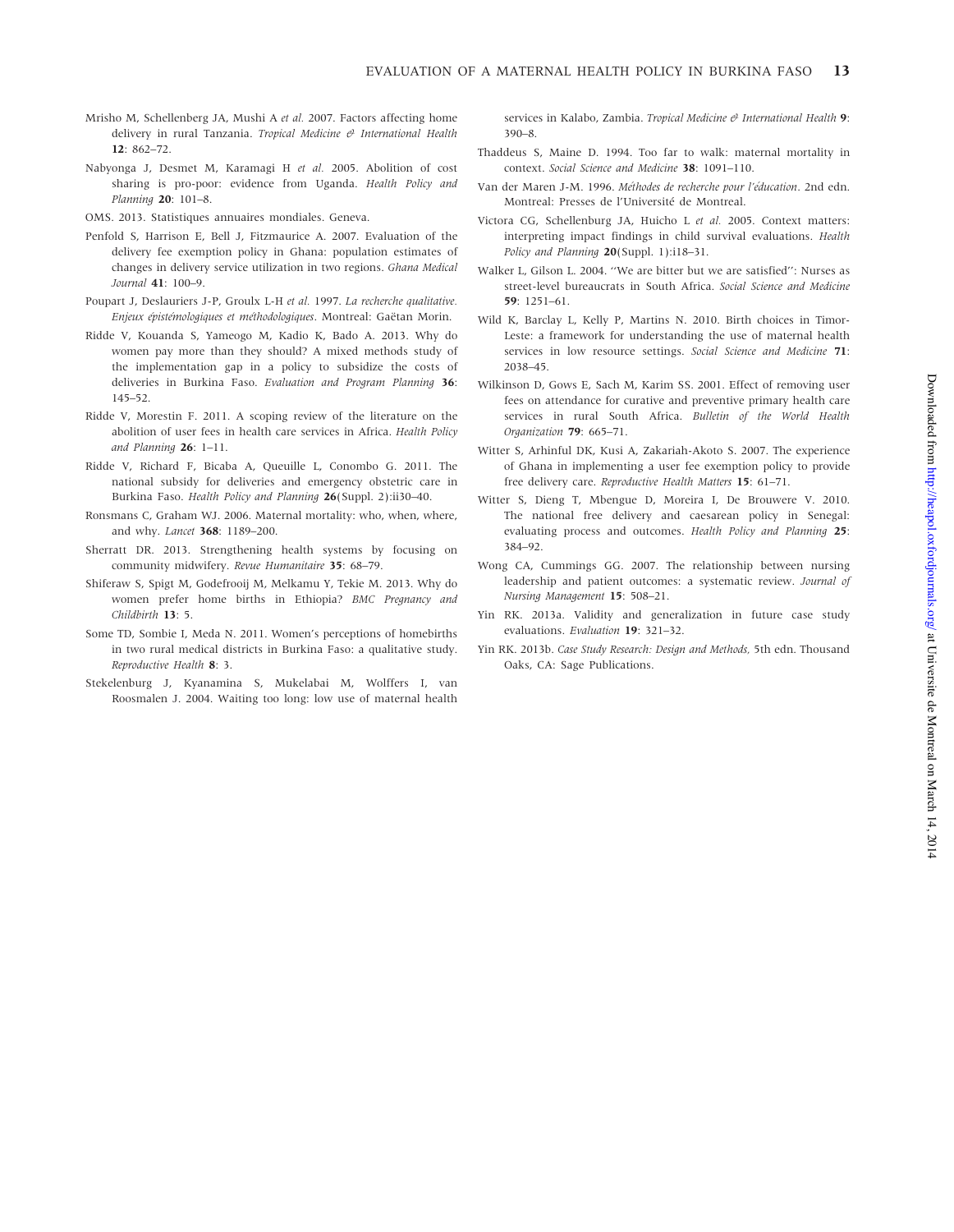Mrisho M, Schellenberg JA, Mushi A *et al.* 2007. Factors affecting home delivery in rural Tanzania. *Tropical Medicine & International Health* **12**: 862–72.

Nabyonga J, Desmet M, Karamagi H *et al.* 2005. Abolition of cost sharing is pro-poor: evidence from Uganda. *Health Policy and Planning* **20**: 101–8.

OMS. 2013. Statistiques annuaires mondiales. Geneva.

Penfold S, Harrison E, Bell J, Fitzmaurice A. 2007. Evaluation of the delivery fee exemption policy in Ghana: population estimates of changes in delivery service utilization in two regions. *Ghana Medical Journal* **41**: 100–9.

Poupart J, Deslauriers J-P, Groulx L-H *et al.* 1997. *La recherche qualitative. Enjeux épistémologiques et méthodologiques*. Montreal: Gaëtan Morin.

Ridde V, Kouanda S, Yameogo M, Kadio K, Bado A. 2013. Why do women pay more than they should? A mixed methods study of the implementation gap in a policy to subsidize the costs of deliveries in Burkina Faso. *Evaluation and Program Planning* **36**: 145–52.

Ridde V, Morestin F. 2011. A scoping review of the literature on the abolition of user fees in health care services in Africa. *Health Policy and Planning* **26**: 1–11.

Ridde V, Richard F, Bicaba A, Queuille L, Conombo G. 2011. The national subsidy for deliveries and emergency obstetric care in Burkina Faso. *Health Policy and Planning* **26**(Suppl. 2):ii30–40.

Ronsmans C, Graham WJ. 2006. Maternal mortality: who, when, where, and why. *Lancet* **368**: 1189–200.

Sherratt DR. 2013. Strengthening health systems by focusing on community midwifery. *Revue Humanitaire* **35**: 68–79.

Shiferaw S, Spigt M, Godefrooij M, Melkamu Y, Tekie M. 2013. Why do women prefer home births in Ethiopia? *BMC Pregnancy and Childbirth* **13**: 5.

Some TD, Sombie I, Meda N. 2011. Women's perceptions of homebirths in two rural medical districts in Burkina Faso: a qualitative study. *Reproductive Health* **8**: 3.

Stekelenburg J, Kyanamina S, Mukelabai M, Wolffers I, van Roosmalen J. 2004. Waiting too long: low use of maternal health services in Kalabo, Zambia. *Tropical Medicine & International Health* **9**: 390–8.

Thaddeus S, Maine D. 1994. Too far to walk: maternal mortality in context. *Social Science and Medicine* **38**: 1091–110.

Van der Maren J-M. 1996. *Méthodes de recherche pour l'éducation*. 2nd edn. Montreal: Presses de l'Université de Montreal.

Victora CG, Schellenburg JA, Huicho L *et al.* 2005. Context matters: interpreting impact findings in child survival evaluations. *Health Policy and Planning* **20**(Suppl. 1):i18–31.

Walker L, Gilson L. 2004. ''We are bitter but we are satisfied'': Nurses as street-level bureaucrats in South Africa. *Social Science and Medicine* **59**: 1251–61.

Wild K, Barclay L, Kelly P, Martins N. 2010. Birth choices in Timor-Leste: a framework for understanding the use of maternal health services in low resource settings. *Social Science and Medicine* **71**: 2038–45.

Wilkinson D, Gows E, Sach M, Karim SS. 2001. Effect of removing user fees on attendance for curative and preventive primary health care services in rural South Africa. *Bulletin of the World Health Organization* **79**: 665–71.

Witter S, Arhinful DK, Kusi A, Zakariah-Akoto S. 2007. The experience of Ghana in implementing a user fee exemption policy to provide free delivery care. *Reproductive Health Matters* **15**: 61–71.

Witter S, Dieng T, Mbengue D, Moreira I, De Brouwere V. 2010. The national free delivery and caesarean policy in Senegal: evaluating process and outcomes. *Health Policy and Planning* **25**: 384–92.

Wong CA, Cummings GG. 2007. The relationship between nursing leadership and patient outcomes: a systematic review. *Journal of Nursing Management* **15**: 508–21.

Yin RK. 2013a. Validity and generalization in future case study evaluations. *Evaluation* **19**: 321–32.

Yin RK. 2013b. *Case Study Research: Design and Methods*, 5th edn. Thousand Oaks, CA: Sage Publications.